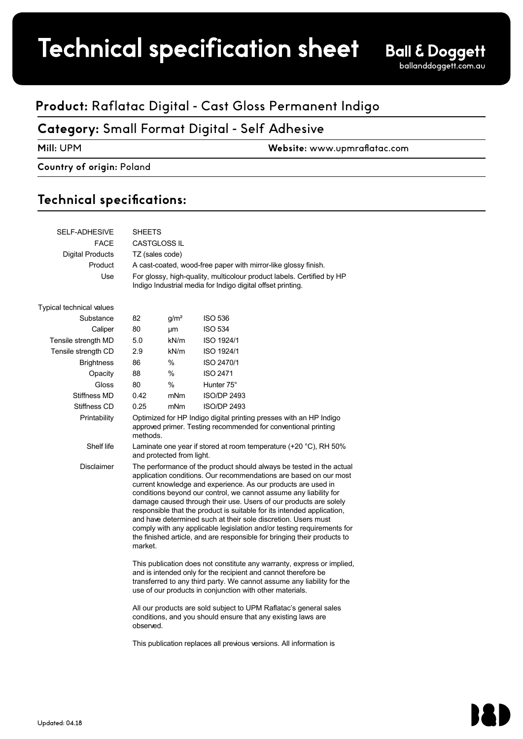# Technical specification sheet

**Ball & Doggett**
ballanddoggett.com.au

## **Product:** Raflatac Digital - Cast Gloss Permanent Indigo

## **Category:** Small Format Digital - Self Adhesive

**Mill:** UPM **Website:** www.upmraflatac.com

**Country of origin:** Poland

## Technical specifications:

| | | | |
|---|---|---|---|
| SELF-ADHESIVE | SHEETS | | |
| FACE | CASTGLOSS IL | | |
| Digital Products | TZ (sales code) | | |
| Product | A cast-coated, wood-free paper with mirror-like glossy finish. | | |
| Use | For glossy, high-quality, multicolour product labels. Certified by HP Indigo Industrial media for Indigo digital offset printing. | | |
| Typical technical values | | | |
| Substance | 82 | g/m² | ISO 536 |
| Caliper | 80 | µm | ISO 534 |
| Tensile strength MD | 5.0 | kN/m | ISO 1924/1 |
| Tensile strength CD | 2.9 | kN/m | ISO 1924/1 |
| Brightness | 86 | % | ISO 2470/1 |
| Opacity | 88 | % | ISO 2471 |
| Gloss | 80 | % | Hunter 75° |
| Stiffness MD | 0.42 | mNm | ISO/DP 2493 |
| Stiffness CD | 0.25 | mNm | ISO/DP 2493 |
| Printability | Optimized for HP Indigo digital printing presses with an HP Indigo approved primer. Testing recommended for conventional printing methods. | | |
| Shelf life | Laminate one year if stored at room temperature (+20 °C), RH 50% and protected from light. | | |

**Disclaimer**

The performance of the product should always be tested in the actual application conditions. Our recommendations are based on our most current knowledge and experience. As our products are used in conditions beyond our control, we cannot assume any liability for damage caused through their use. Users of our products are solely responsible that the product is suitable for its intended application, and have determined such at their sole discretion. Users must comply with any applicable legislation and/or testing requirements for the finished article, and are responsible for bringing their products to market.

This publication does not constitute any warranty, express or implied, and is intended only for the recipient and cannot therefore be transferred to any third party. We cannot assume any liability for the use of our products in conjunction with other materials.

All our products are sold subject to UPM Raflatac's general sales conditions, and you should ensure that any existing laws are observed.

This publication replaces all previous versions. All information is

Updated: 04.18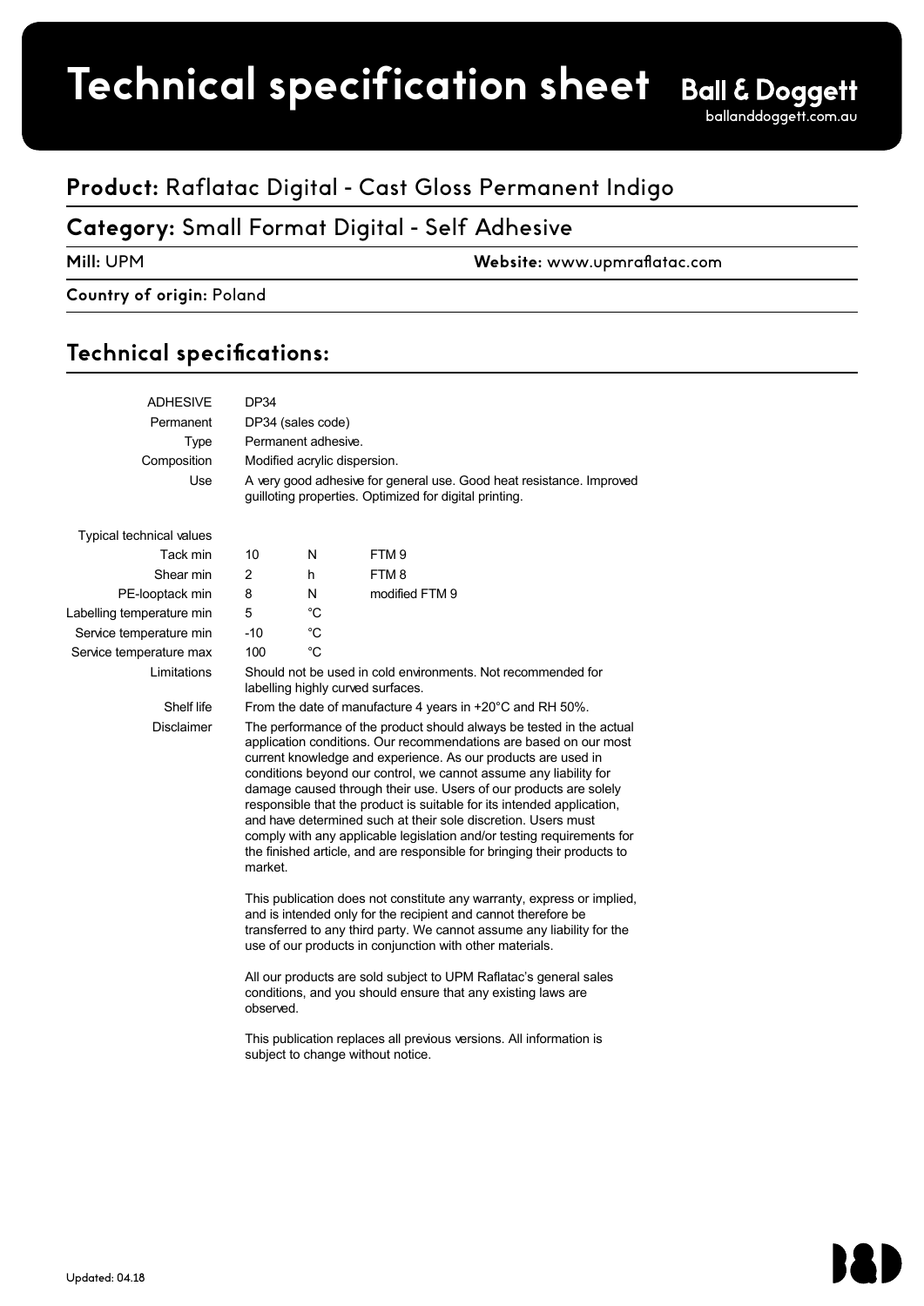# Technical specification sheet

Ball & Doggett
balllanddoggett.com.au

## **Product:** Raflatac Digital - Cast Gloss Permanent Indigo

## **Category:** Small Format Digital - Self Adhesive

**Mill:** UPM **Website:** www.upmraflatac.com

**Country of origin:** Poland

## Technical specifications:

| | | | |
|---|---|---|---|
| ADHESIVE | DP34 | | |
| Permanent | DP34 (sales code) | | |
| Type | Permanent adhesive. | | |
| Composition | Modified acrylic dispersion. | | |
| Use | A very good adhesive for general use. Good heat resistance. Improved guilloting properties. Optimized for digital printing. | | |
| Typical technical values | | | |
| Tack min | 10 | N | FTM 9 |
| Shear min | 2 | h | FTM 8 |
| PE-looptack min | 8 | N | modified FTM 9 |
| Labelling temperature min | 5 | °C | |
| Service temperature min | -10 | °C | |
| Service temperature max | 100 | °C | |
| Limitations | Should not be used in cold environments. Not recommended for labelling highly curved surfaces. | | |
| Shelf life | From the date of manufacture 4 years in +20°C and RH 50%. | | |
| Disclaimer | The performance of the product should always be tested in the actual application conditions. Our recommendations are based on our most current knowledge and experience. As our products are used in conditions beyond our control, we cannot assume any liability for damage caused through their use. Users of our products are solely responsible that the product is suitable for its intended application, and have determined such at their sole discretion. Users must comply with any applicable legislation and/or testing requirements for the finished article, and are responsible for bringing their products to market. | | |

This publication does not constitute any warranty, express or implied, and is intended only for the recipient and cannot therefore be transferred to any third party. We cannot assume any liability for the use of our products in conjunction with other materials.

All our products are sold subject to UPM Raflatac's general sales conditions, and you should ensure that any existing laws are observed.

This publication replaces all previous versions. All information is subject to change without notice.

Updated: 04.18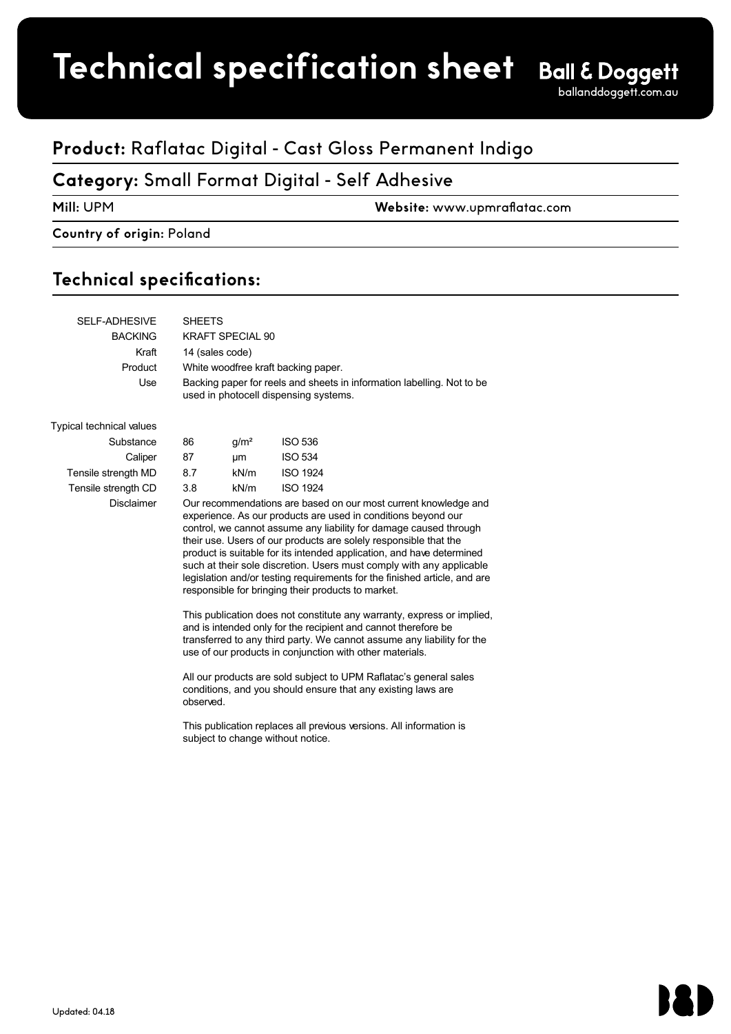# Technical specification sheet

**Ball & Doggett**
balland doggett.com.au

## **Product:** Raflatac Digital - Cast Gloss Permanent Indigo

## **Category:** Small Format Digital - Self Adhesive

**Mill:** UPM

**Website:** www.upmraflatac.com

**Country of origin:** Poland

## Technical specifications:

| | | | |
|---|---|---|---|
| SELF-ADHESIVE | SHEETS | | |
| BACKING | KRAFT SPECIAL 90 | | |
| Kraft | 14 (sales code) | | |
| Product | White woodfree kraft backing paper. | | |
| Use | Backing paper for reels and sheets in information labelling. Not to be used in photocell dispensing systems. | | |
| Typical technical values | | | |
| Substance | 86 | g/m² | ISO 536 |
| Caliper | 87 | µm | ISO 534 |
| Tensile strength MD | 8.7 | kN/m | ISO 1924 |
| Tensile strength CD | 3.8 | kN/m | ISO 1924 |

**Disclaimer**

Our recommendations are based on our most current knowledge and experience. As our products are used in conditions beyond our control, we cannot assume any liability for damage caused through their use. Users of our products are solely responsible that the product is suitable for its intended application, and have determined such at their sole discretion. Users must comply with any applicable legislation and/or testing requirements for the finished article, and are responsible for bringing their products to market.

This publication does not constitute any warranty, express or implied, and is intended only for the recipient and cannot therefore be transferred to any third party. We cannot assume any liability for the use of our products in conjunction with other materials.

All our products are sold subject to UPM Raflatac's general sales conditions, and you should ensure that any existing laws are observed.

This publication replaces all previous versions. All information is subject to change without notice.

Updated: 04.18